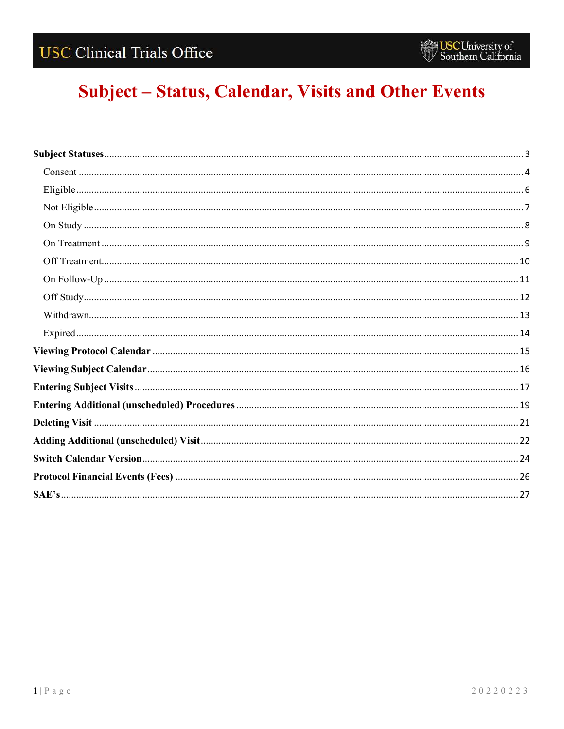# Subject – Status, Calendar, Visits and Other Events

**Subject Statuses** .......... 3

- Consent .......... 4
- Eligible .......... 6
- Not Eligible .......... 7
- On Study .......... 8
- On Treatment .......... 9
- Off Treatment .......... 10
- On Follow-Up .......... 11
- Off Study .......... 12
- Withdrawn .......... 13
- Expired .......... 14

**Viewing Protocol Calendar** .......... 15

**Viewing Subject Calendar** .......... 16

**Entering Subject Visits** .......... 17

**Entering Additional (unscheduled) Procedures** .......... 19

**Deleting Visit** .......... 21

**Adding Additional (unscheduled) Visit** .......... 22

**Switch Calendar Version** .......... 24

**Protocol Financial Events (Fees)** .......... 26

**SAE's** .......... 27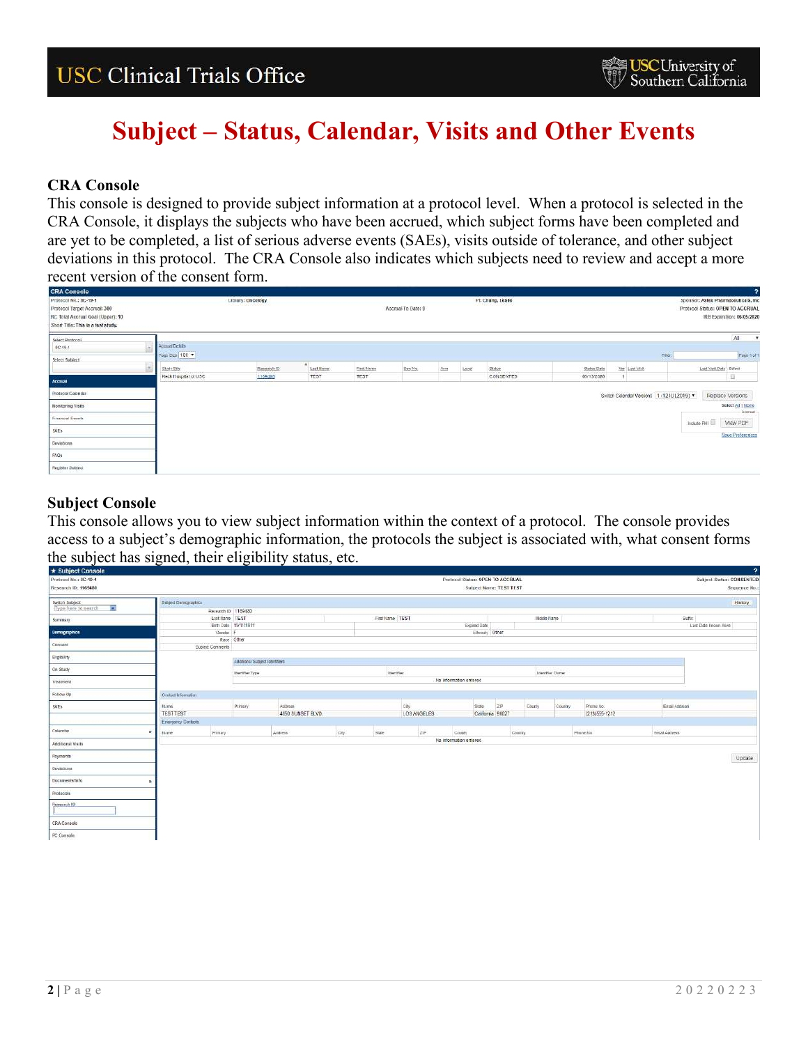# Subject – Status, Calendar, Visits and Other Events

## CRA Console

This console is designed to provide subject information at a protocol level. When a protocol is selected in the CRA Console, it displays the subjects who have been accrued, which subject forms have been completed and are yet to be completed, a list of serious adverse events (SAEs), visits outside of tolerance, and other subject deviations in this protocol. The CRA Console also indicates which subjects need to review and accept a more recent version of the consent form.

## Subject Console

This console allows you to view subject information within the context of a protocol. The console provides access to a subject's demographic information, the protocols the subject is associated with, what consent forms the subject has signed, their eligibility status, etc.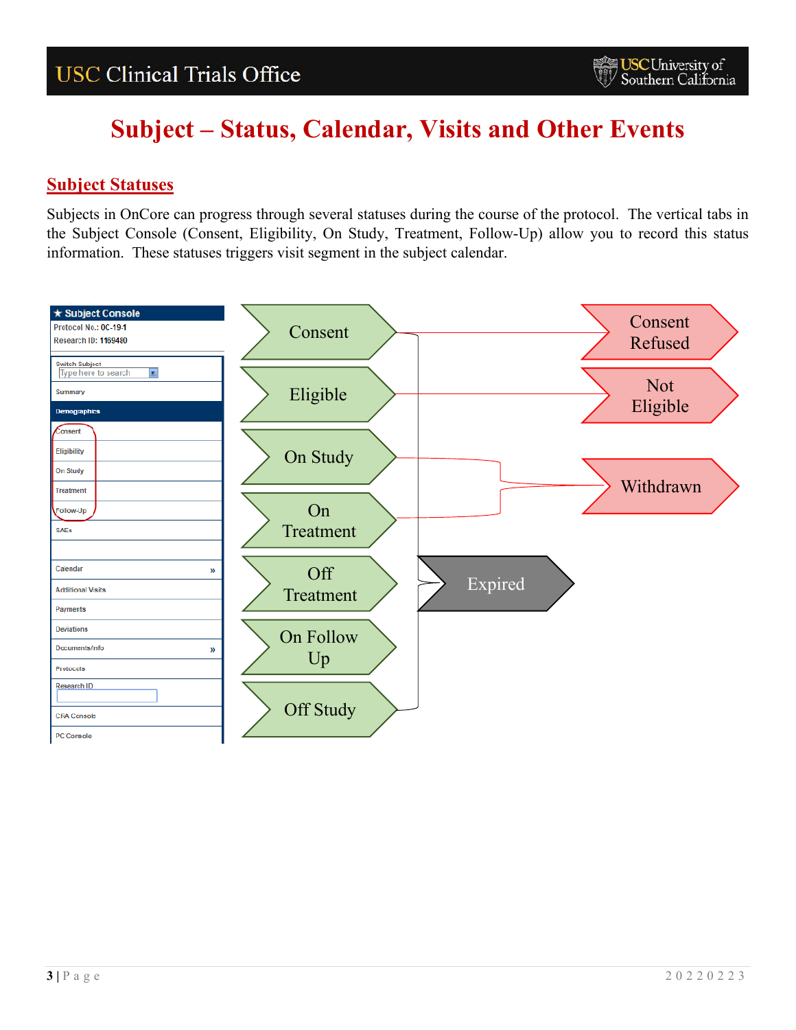# Subject – Status, Calendar, Visits and Other Events

## Subject Statuses

Subjects in OnCore can progress through several statuses during the course of the protocol. The vertical tabs in the Subject Console (Consent, Eligibility, On Study, Treatment, Follow-Up) allow you to record this status information. These statuses triggers visit segment in the subject calendar.

Subject Console
Protocol No.: OC-19-1
Research ID: 1169480

Switch Subject
Summary
Demographics
Consent
Eligibility
On Study
Treatment
Follow-Up
SAEs
Calendar
Additional Visits
Payments
Deviations
Documents/Info
Protocols
Research ID
CRA Console
PC Console

Consent → Consent Refused

Eligible → Not Eligible

On Study → Withdrawn

On Treatment → Withdrawn

Off Treatment

On Follow Up

Off Study

Consent through Off Study → Expired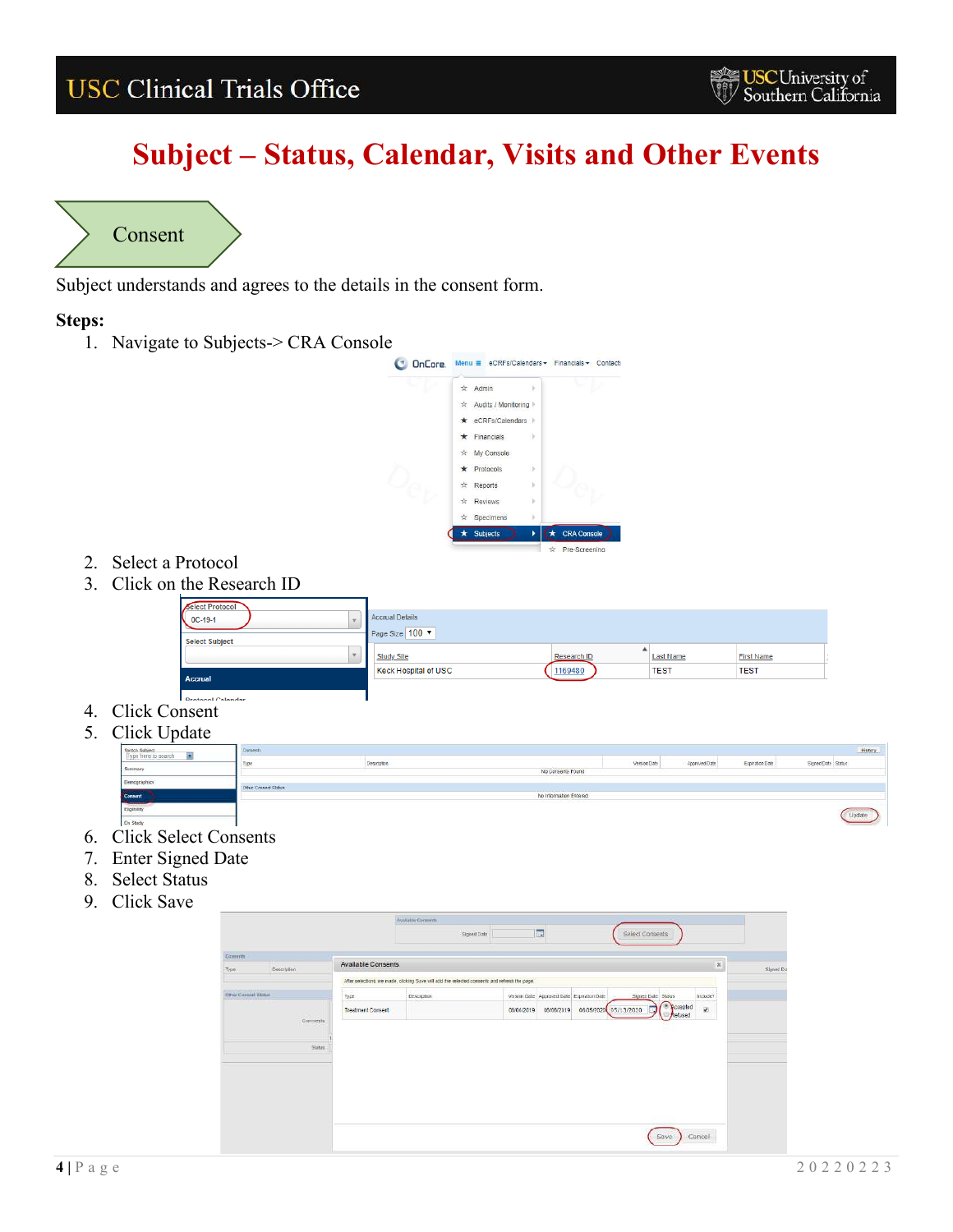# Subject – Status, Calendar, Visits and Other Events

## Consent

Subject understands and agrees to the details in the consent form.

**Steps:**

1. Navigate to Subjects-> CRA Console
2. Select a Protocol
3. Click on the Research ID
4. Click Consent
5. Click Update
6. Click Select Consents
7. Enter Signed Date
8. Select Status
9. Click Save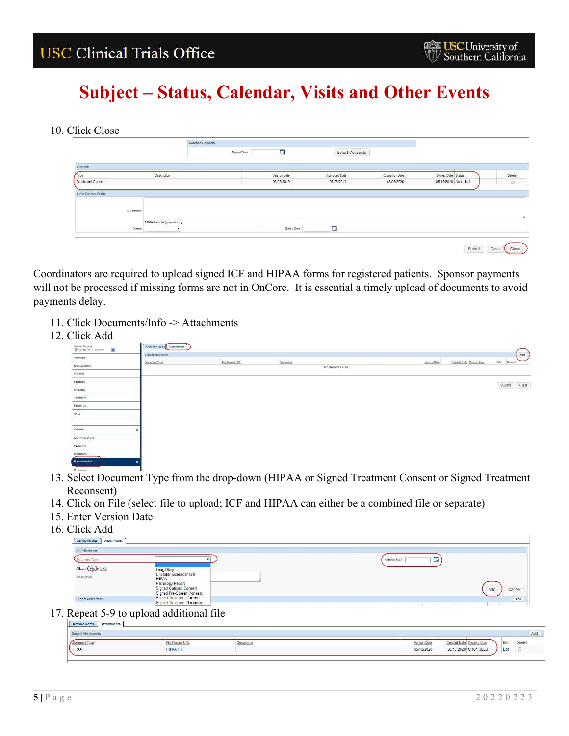# Subject – Status, Calendar, Visits and Other Events

10. Click Close

Coordinators are required to upload signed ICF and HIPAA forms for registered patients. Sponsor payments will not be processed if missing forms are not in OnCore. It is essential a timely upload of documents to avoid payments delay.

11. Click Documents/Info -> Attachments
12. Click Add
13. Select Document Type from the drop-down (HIPAA or Signed Treatment Consent or Signed Treatment Reconsent)
14. Click on File (select file to upload; ICF and HIPAA can either be a combined file or separate)
15. Enter Version Date
16. Click Add
17. Repeat 5-9 to upload additional file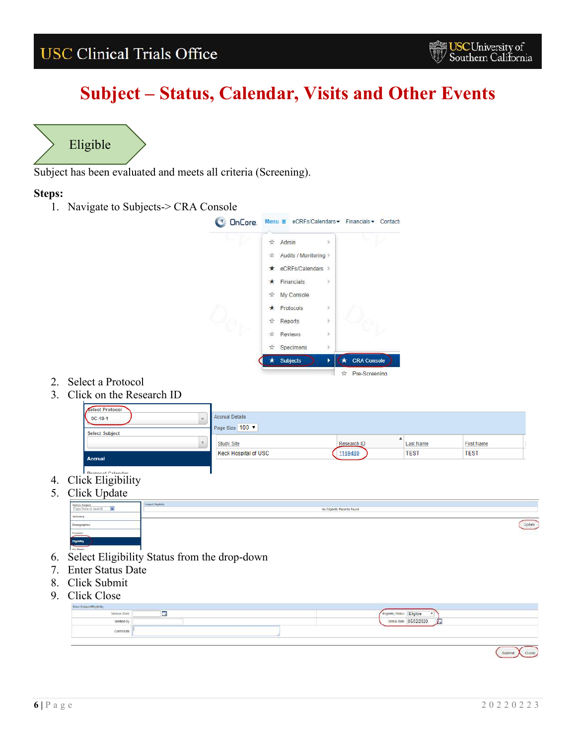# Subject – Status, Calendar, Visits and Other Events

## Eligible

Subject has been evaluated and meets all criteria (Screening).

**Steps:**

1. Navigate to Subjects-> CRA Console
2. Select a Protocol
3. Click on the Research ID
4. Click Eligibility
5. Click Update
6. Select Eligibility Status from the drop-down
7. Enter Status Date
8. Click Submit
9. Click Close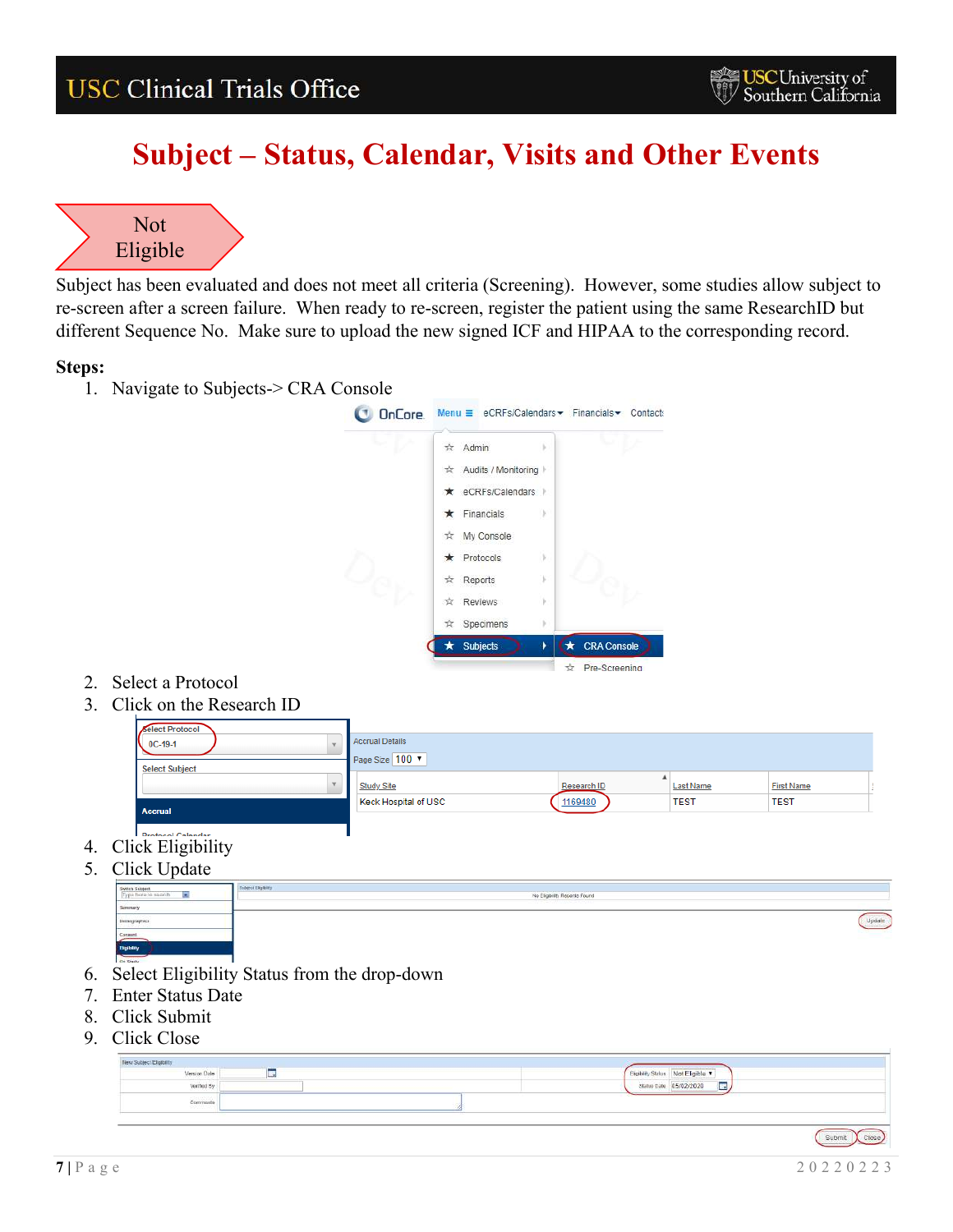# Subject – Status, Calendar, Visits and Other Events

**Not Eligible**

Subject has been evaluated and does not meet all criteria (Screening). However, some studies allow subject to re-screen after a screen failure. When ready to re-screen, register the patient using the same ResearchID but different Sequence No. Make sure to upload the new signed ICF and HIPAA to the corresponding record.

**Steps:**

1. Navigate to Subjects-> CRA Console
2. Select a Protocol
3. Click on the Research ID
4. Click Eligibility
5. Click Update
6. Select Eligibility Status from the drop-down
7. Enter Status Date
8. Click Submit
9. Click Close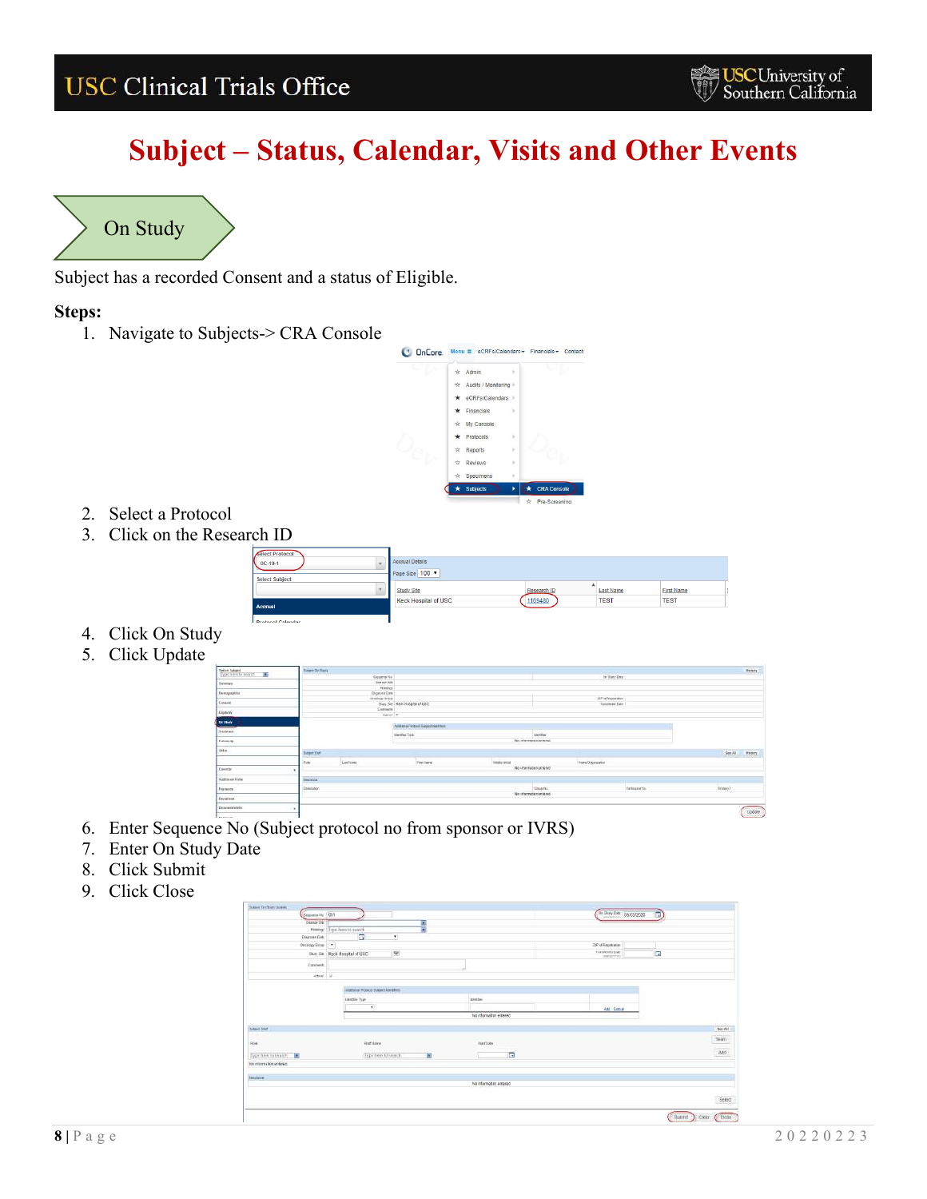# Subject – Status, Calendar, Visits and Other Events

## On Study

Subject has a recorded Consent and a status of Eligible.

**Steps:**

1. Navigate to Subjects-> CRA Console
2. Select a Protocol
3. Click on the Research ID
4. Click On Study
5. Click Update
6. Enter Sequence No (Subject protocol no from sponsor or IVRS)
7. Enter On Study Date
8. Click Submit
9. Click Close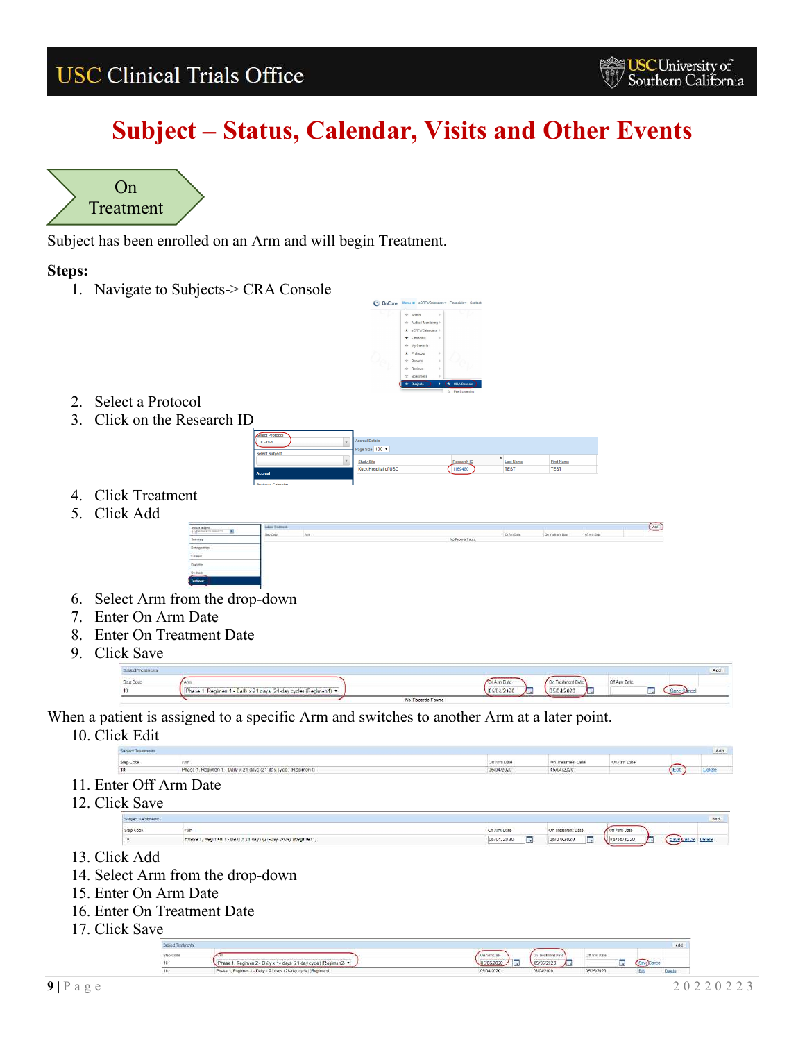# Subject – Status, Calendar, Visits and Other Events

On Treatment

Subject has been enrolled on an Arm and will begin Treatment.

**Steps:**

1. Navigate to Subjects-> CRA Console
2. Select a Protocol
3. Click on the Research ID
4. Click Treatment
5. Click Add
6. Select Arm from the drop-down
7. Enter On Arm Date
8. Enter On Treatment Date
9. Click Save

When a patient is assigned to a specific Arm and switches to another Arm at a later point.

10. Click Edit
11. Enter Off Arm Date
12. Click Save
13. Click Add
14. Select Arm from the drop-down
15. Enter On Arm Date
16. Enter On Treatment Date
17. Click Save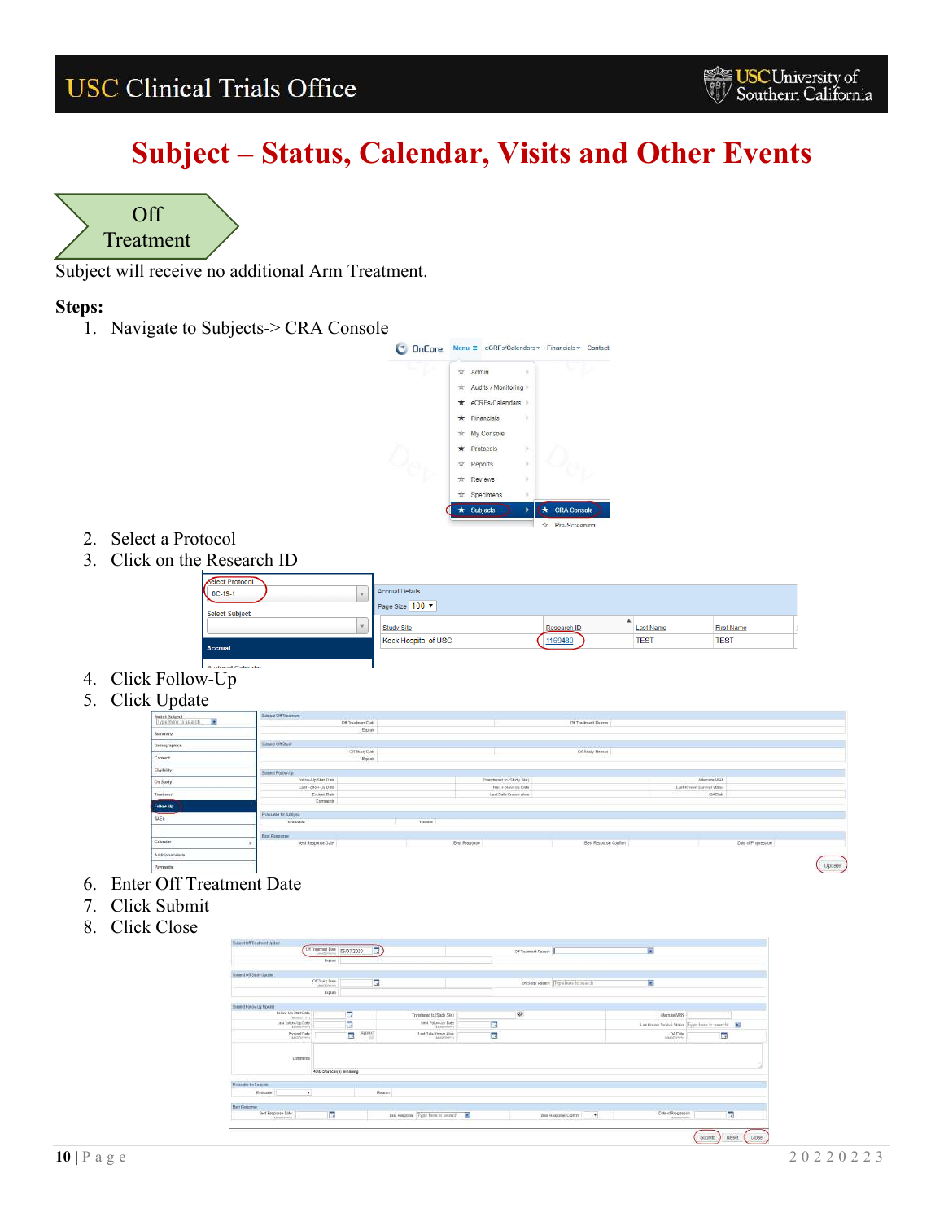# Subject – Status, Calendar, Visits and Other Events

**Off Treatment**

Subject will receive no additional Arm Treatment.

**Steps:**

1. Navigate to Subjects-> CRA Console
2. Select a Protocol
3. Click on the Research ID
4. Click Follow-Up
5. Click Update
6. Enter Off Treatment Date
7. Click Submit
8. Click Close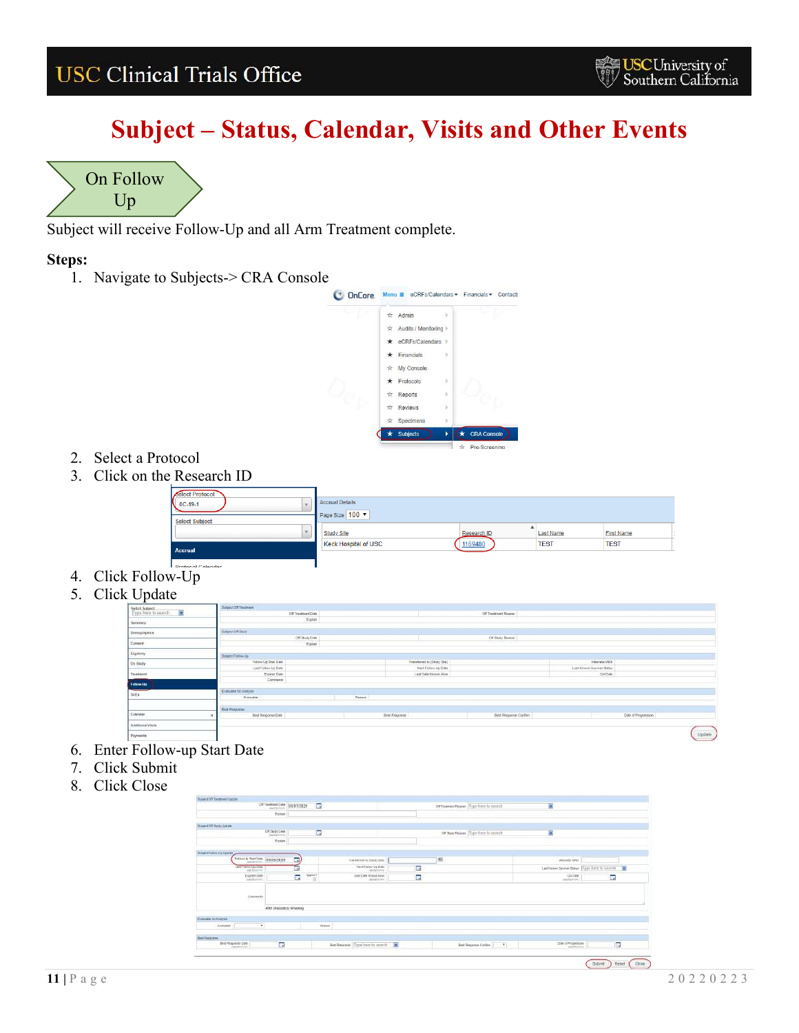# Subject – Status, Calendar, Visits and Other Events

## On Follow Up

Subject will receive Follow-Up and all Arm Treatment complete.

**Steps:**

1. Navigate to Subjects-> CRA Console
2. Select a Protocol
3. Click on the Research ID
4. Click Follow-Up
5. Click Update
6. Enter Follow-up Start Date
7. Click Submit
8. Click Close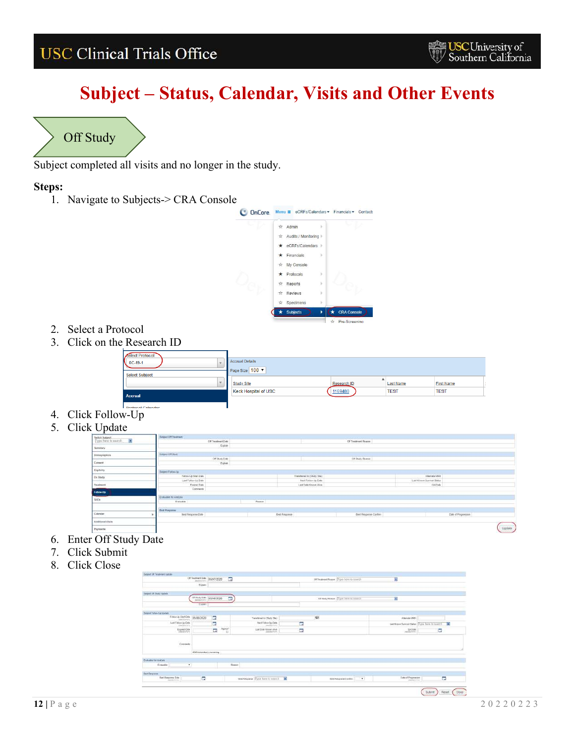# Subject – Status, Calendar, Visits and Other Events

## Off Study

Subject completed all visits and no longer in the study.

**Steps:**

1. Navigate to Subjects-> CRA Console
2. Select a Protocol
3. Click on the Research ID
4. Click Follow-Up
5. Click Update
6. Enter Off Study Date
7. Click Submit
8. Click Close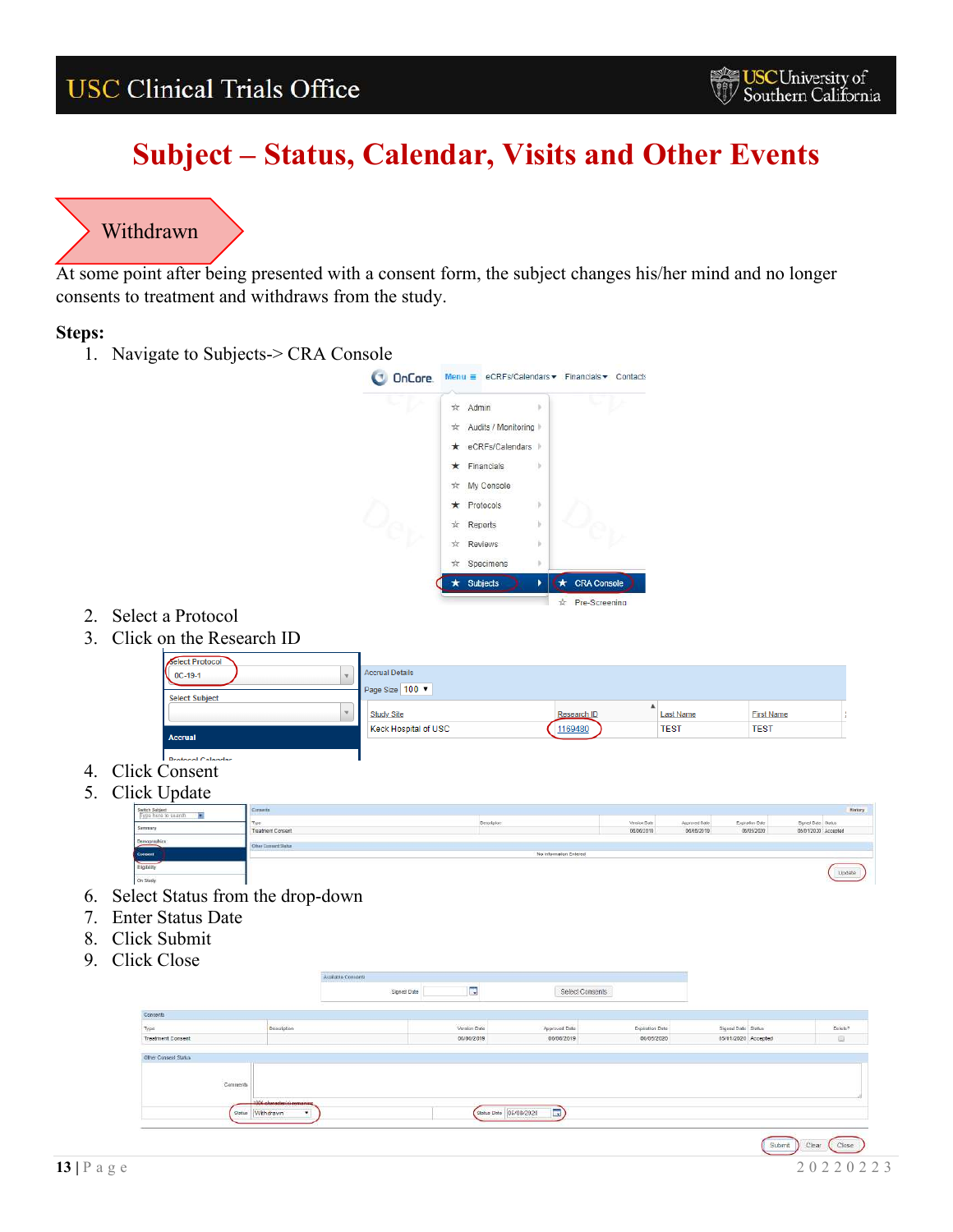# Subject – Status, Calendar, Visits and Other Events

## Withdrawn

At some point after being presented with a consent form, the subject changes his/her mind and no longer consents to treatment and withdraws from the study.

**Steps:**

1. Navigate to Subjects-> CRA Console
2. Select a Protocol
3. Click on the Research ID
4. Click Consent
5. Click Update
6. Select Status from the drop-down
7. Enter Status Date
8. Click Submit
9. Click Close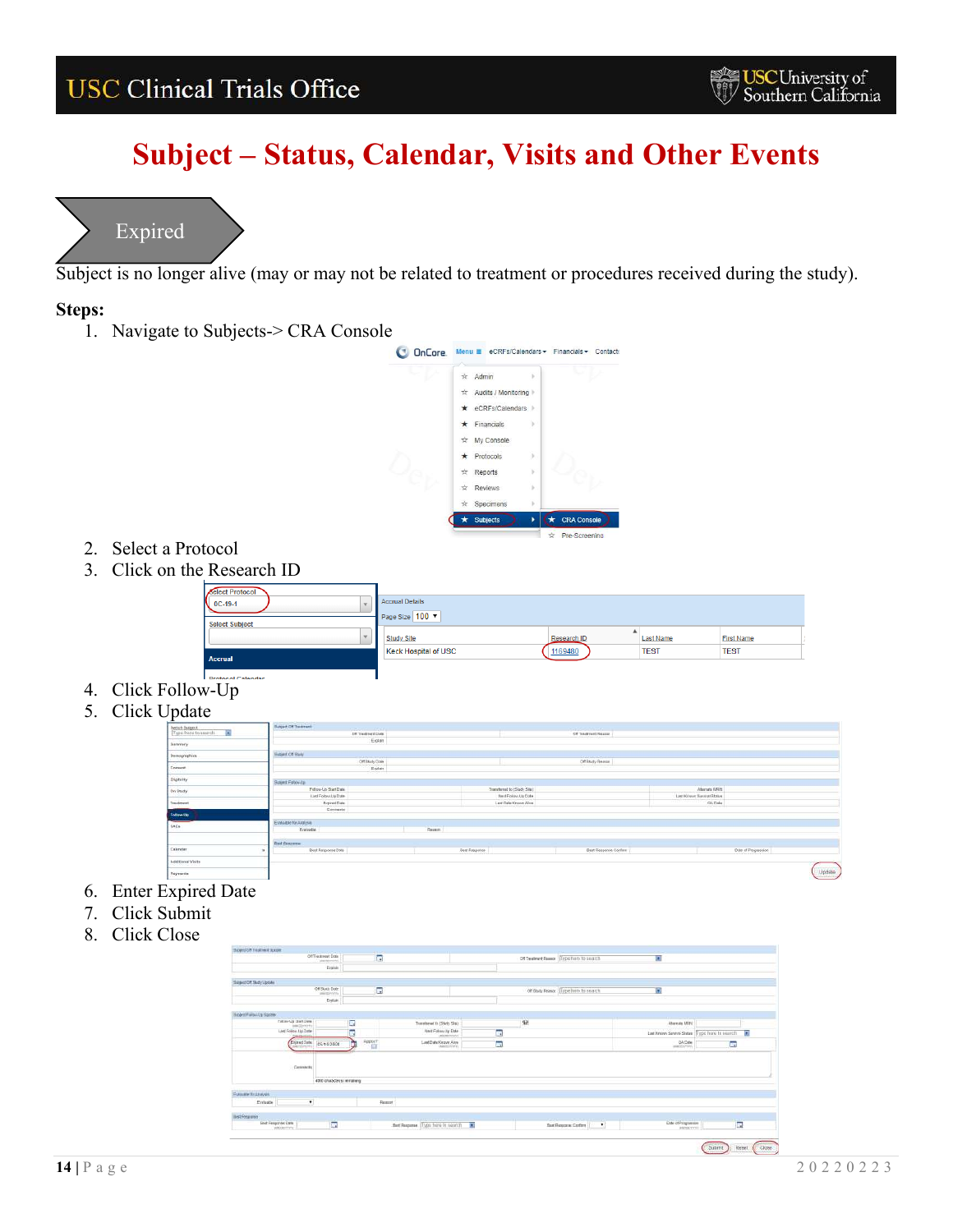# Subject – Status, Calendar, Visits and Other Events

## Expired

Subject is no longer alive (may or may not be related to treatment or procedures received during the study).

**Steps:**

1. Navigate to Subjects-> CRA Console
2. Select a Protocol
3. Click on the Research ID
4. Click Follow-Up
5. Click Update
6. Enter Expired Date
7. Click Submit
8. Click Close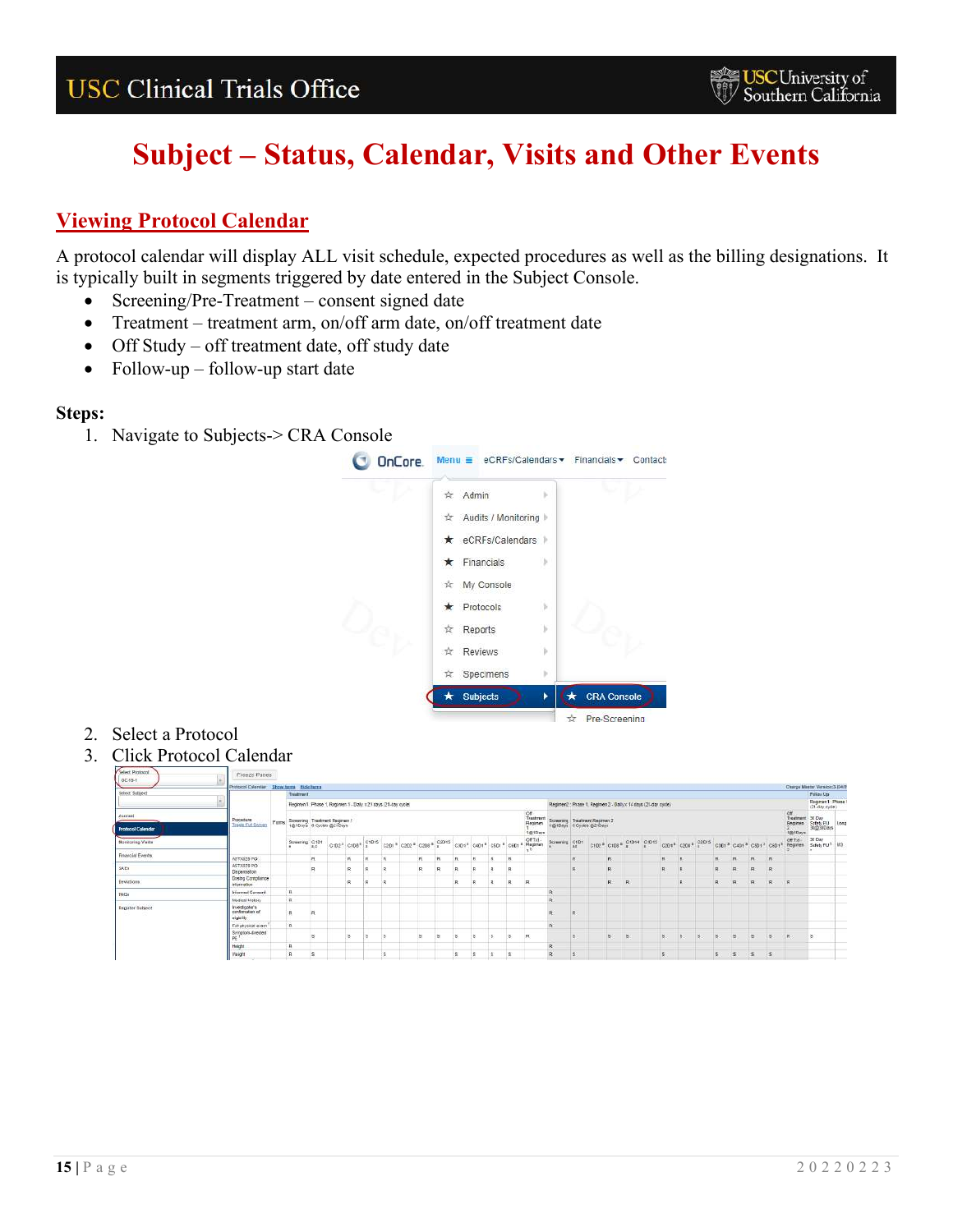# Subject – Status, Calendar, Visits and Other Events

## Viewing Protocol Calendar

A protocol calendar will display ALL visit schedule, expected procedures as well as the billing designations. It is typically built in segments triggered by date entered in the Subject Console.

- Screening/Pre-Treatment – consent signed date
- Treatment – treatment arm, on/off arm date, on/off treatment date
- Off Study – off treatment date, off study date
- Follow-up – follow-up start date

**Steps:**

1. Navigate to Subjects-> CRA Console
2. Select a Protocol
3. Click Protocol Calendar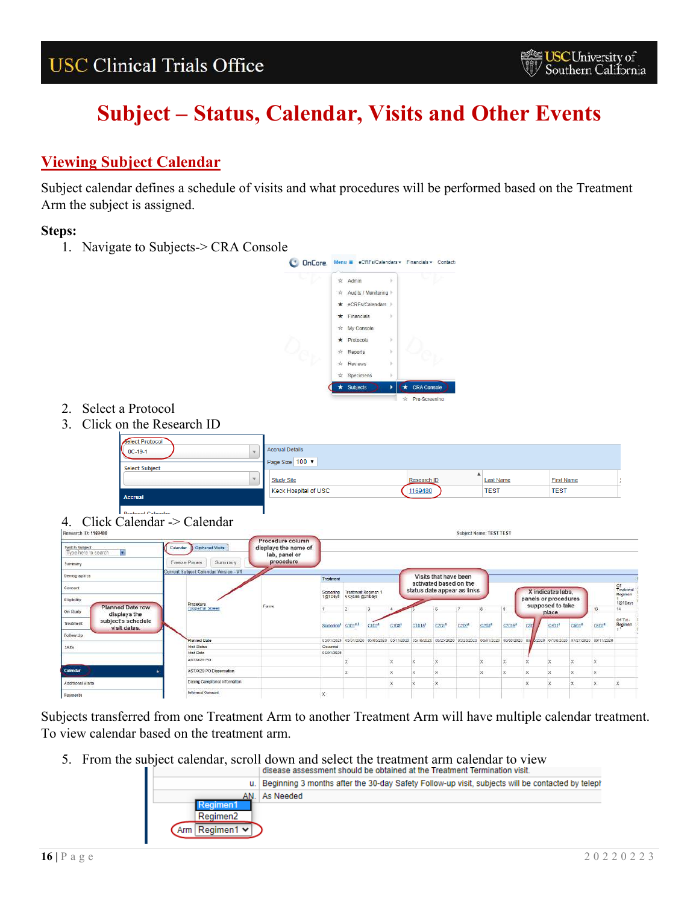# Subject – Status, Calendar, Visits and Other Events

## Viewing Subject Calendar

Subject calendar defines a schedule of visits and what procedures will be performed based on the Treatment Arm the subject is assigned.

**Steps:**

1. Navigate to Subjects-> CRA Console
2. Select a Protocol
3. Click on the Research ID
4. Click Calendar -> Calendar

Subjects transferred from one Treatment Arm to another Treatment Arm will have multiple calendar treatment. To view calendar based on the treatment arm.

5. From the subject calendar, scroll down and select the treatment arm calendar to view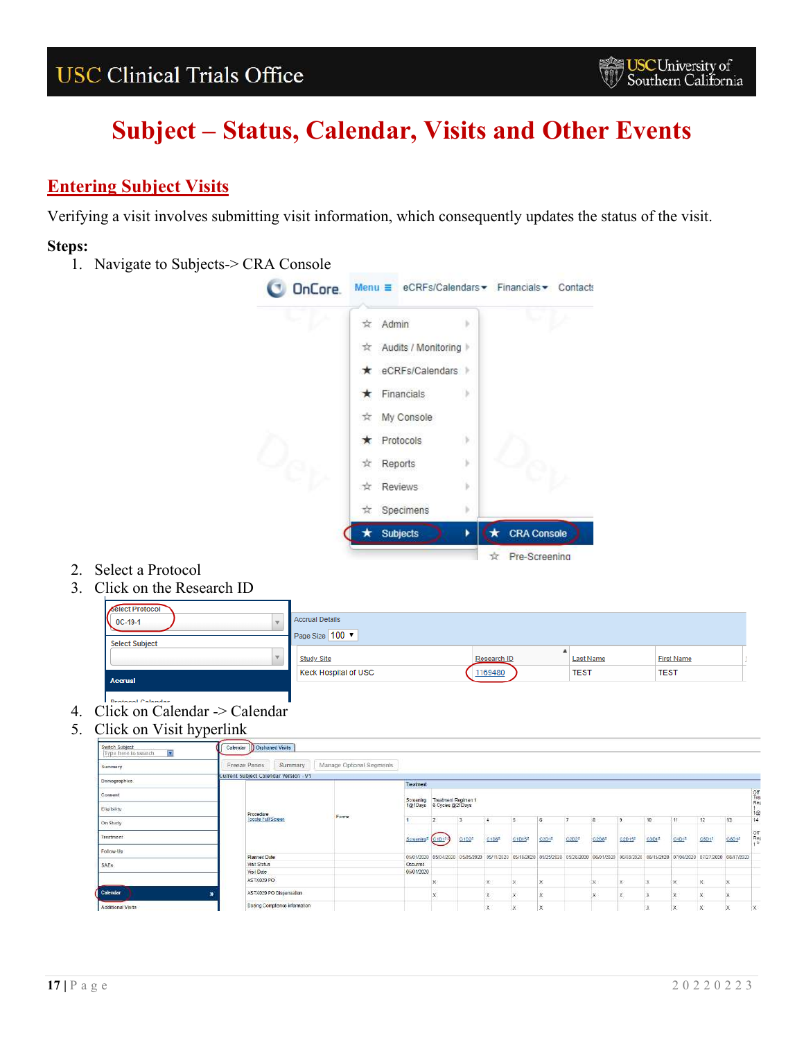# Subject – Status, Calendar, Visits and Other Events

## Entering Subject Visits

Verifying a visit involves submitting visit information, which consequently updates the status of the visit.

**Steps:**

1. Navigate to Subjects-> CRA Console
2. Select a Protocol
3. Click on the Research ID
4. Click on Calendar -> Calendar
5. Click on Visit hyperlink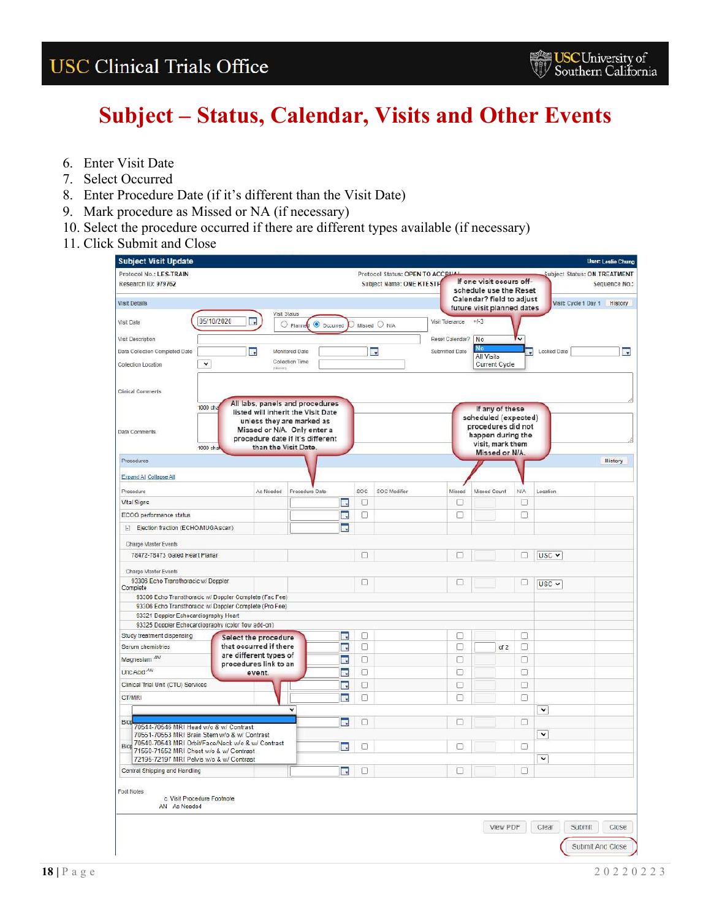# Subject – Status, Calendar, Visits and Other Events

6. Enter Visit Date
7. Select Occurred
8. Enter Procedure Date (if it's different than the Visit Date)
9. Mark procedure as Missed or NA (if necessary)
10. Select the procedure occurred if there are different types available (if necessary)
11. Click Submit and Close

**Subject Visit Update**

User: Leslie Chung

Protocol No.: LES-TRAIN — Protocol Status: OPEN TO ACCRUAL — Subject Status: ON TREATMENT

Research ID: 979762 — Subject Name: ONE KTEST — Sequence No.:

Visit Details — Visit Cycle 1 Day 1 — History

Visit Date: 05/10/2020 — Visit Status: Planned / Occurred / Missed / N/A — Visit Tolerance: +/-3

Visit Description — Reset Calendar?: No (No / All Visits / Current Cycle)

Data Collection Completed Date — Monitored Date — Submitted Date — Locked Date

Collection Location — Collection Time

Clinical Comments

Data Comments

If one visit occurs off-schedule use the Reset Calendar? field to adjust future visit planned dates

All labs, panels and procedures listed will inherit the Visit Date unless they are marked as Missed or N/A. Only enter a procedure date if it's different than the Visit Date.

If any of these scheduled (expected) procedures did not happen during the visit, mark them Missed or N/A.

Procedures — History

Expand All Collapse All

| Procedure | As Needed | Procedure Date | SOC | SOC Modifier | Missed | Missed Count | N/A | Location |
|---|---|---|---|---|---|---|---|---|
| Vital Signs | | | ☐ | | ☐ | | ☐ | |
| ECOG performance status | | | ☐ | | ☐ | | ☐ | |
| Ejection fraction (ECHO/MUGA scan) | | | | | | | | |
| Charge Master Events | | | | | | | | |
| 78472-78473 Gated Heart Planar | | | ☐ | | ☐ | | ☐ | USC |
| Charge Master Events | | | | | | | | |
| 93306 Echo Transthoracic w/ Doppler Complete | | | ☐ | | ☐ | | ☐ | USC |
| 93306 Echo Transthoracic w/ Doppler Complete (Fac Fee) | | | | | | | | |
| 93306 Echo Transthoracic w/ Doppler Complete (Pro Fee) | | | | | | | | |
| 93321 Doppler Echocardiography Heart | | | | | | | | |
| 93325 Doppler Echocardiography (color flow add-on) | | | | | | | | |
| Study treatment dispensing | | | ☐ | | ☐ | | ☐ | |
| Serum chemistries | | | ☐ | | ☐ | of 2 | ☐ | |
| Magnesium AN | | | ☐ | | ☐ | | ☐ | |
| Uric Acid AN | | | ☐ | | ☐ | | ☐ | |
| Clinical Trial Unit (CTU) Services | | | ☐ | | ☐ | | ☐ | |
| CT/MRI | | | ☐ | | ☐ | | ☐ | |
| Biop | | | ☐ | | ☐ | | ☐ | |
| Biop | | | ☐ | | ☐ | | ☐ | |
| Central Shipping and Handling | | | ☐ | | ☐ | | ☐ | |

Select the procedure that occurred if there are different types of procedures link to an event.

- 70544-70546 MRI Head w/o & w/ Contrast
- 70551-70553 MRI Brain Stem w/o & w/ Contrast
- 70540-70543 MRI Orbit/Face/Neck w/o & w/ Contrast
- 71550-71552 MRI Chest w/o & w/ Contrast
- 72195-72197 MRI Pelvis w/o & w/ Contrast

Foot Notes

c Visit Procedure Footnote

AN As Needed

View PDF — Clear — Submit — Close — Submit And Close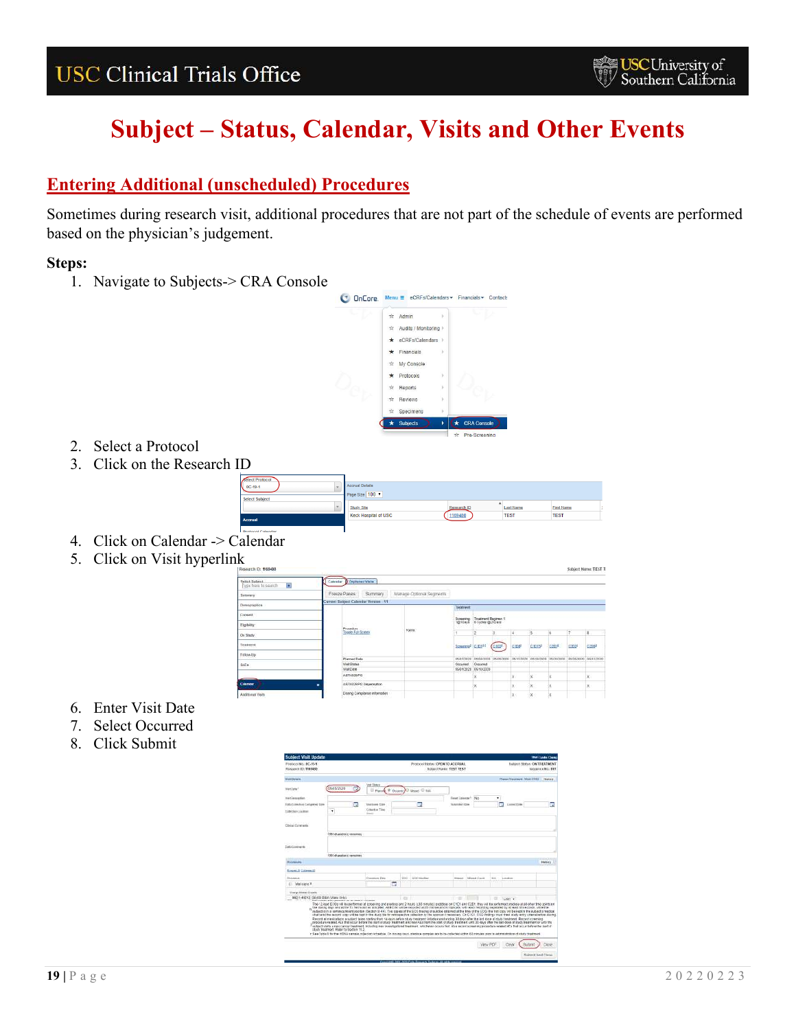# Subject – Status, Calendar, Visits and Other Events

## Entering Additional (unscheduled) Procedures

Sometimes during research visit, additional procedures that are not part of the schedule of events are performed based on the physician's judgement.

**Steps:**

1. Navigate to Subjects-> CRA Console
2. Select a Protocol
3. Click on the Research ID
4. Click on Calendar -> Calendar
5. Click on Visit hyperlink
6. Enter Visit Date
7. Select Occurred
8. Click Submit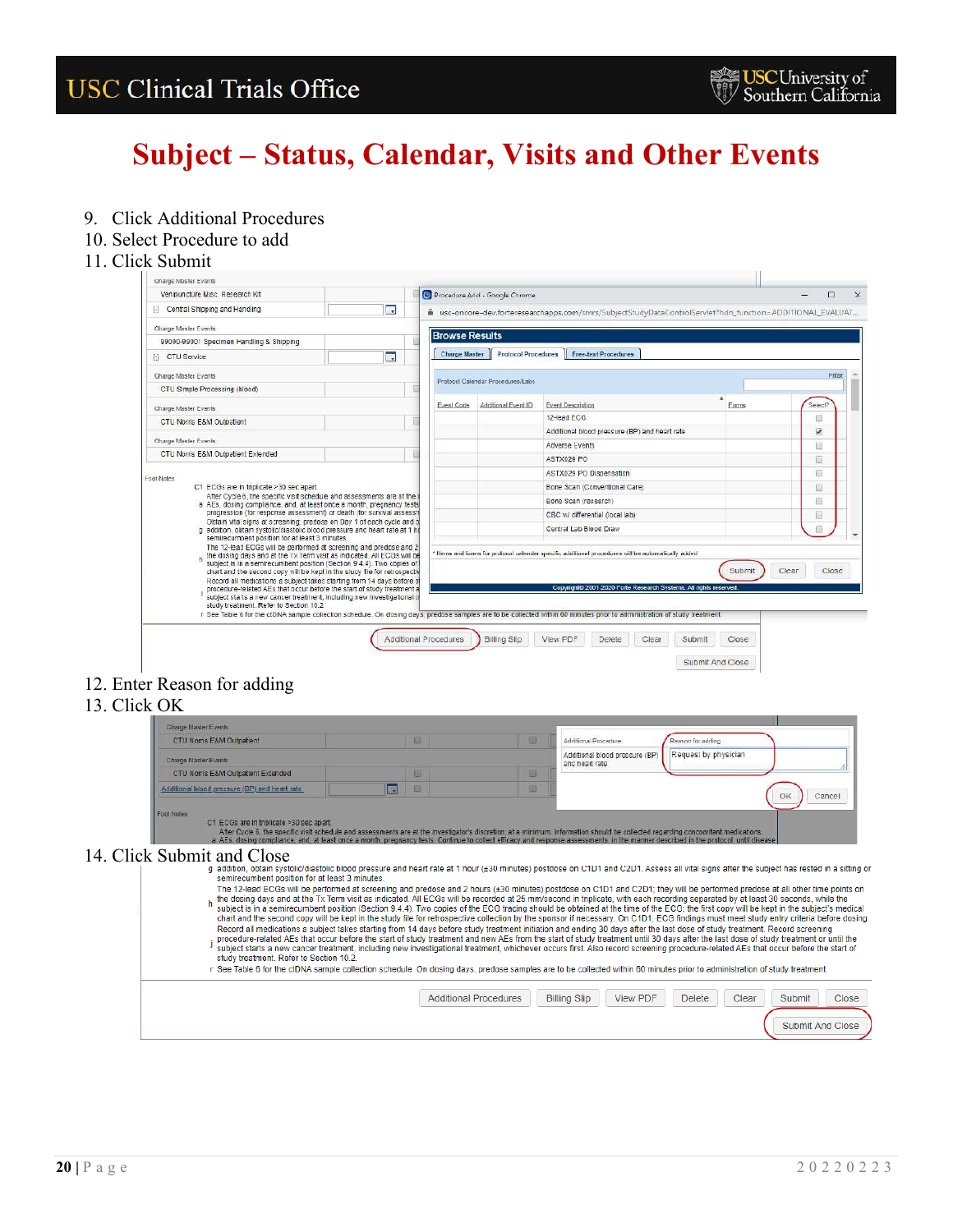# Subject – Status, Calendar, Visits and Other Events

9. Click Additional Procedures
10. Select Procedure to add
11. Click Submit

12. Enter Reason for adding
13. Click OK

14. Click Submit and Close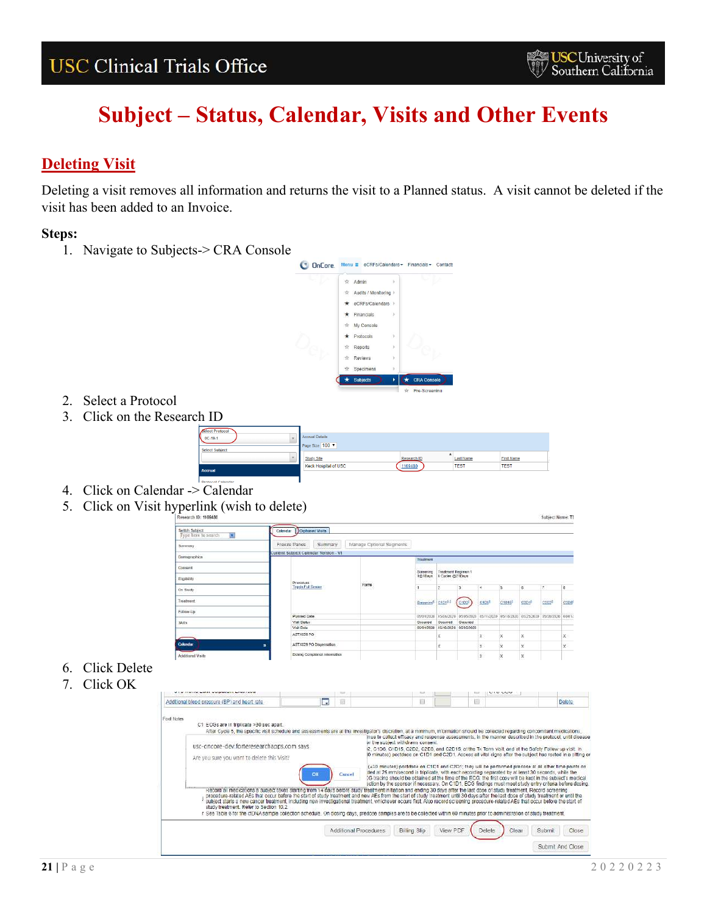# Subject – Status, Calendar, Visits and Other Events

## Deleting Visit

Deleting a visit removes all information and returns the visit to a Planned status. A visit cannot be deleted if the visit has been added to an Invoice.

**Steps:**

1. Navigate to Subjects-> CRA Console
2. Select a Protocol
3. Click on the Research ID
4. Click on Calendar -> Calendar
5. Click on Visit hyperlink (wish to delete)
6. Click Delete
7. Click OK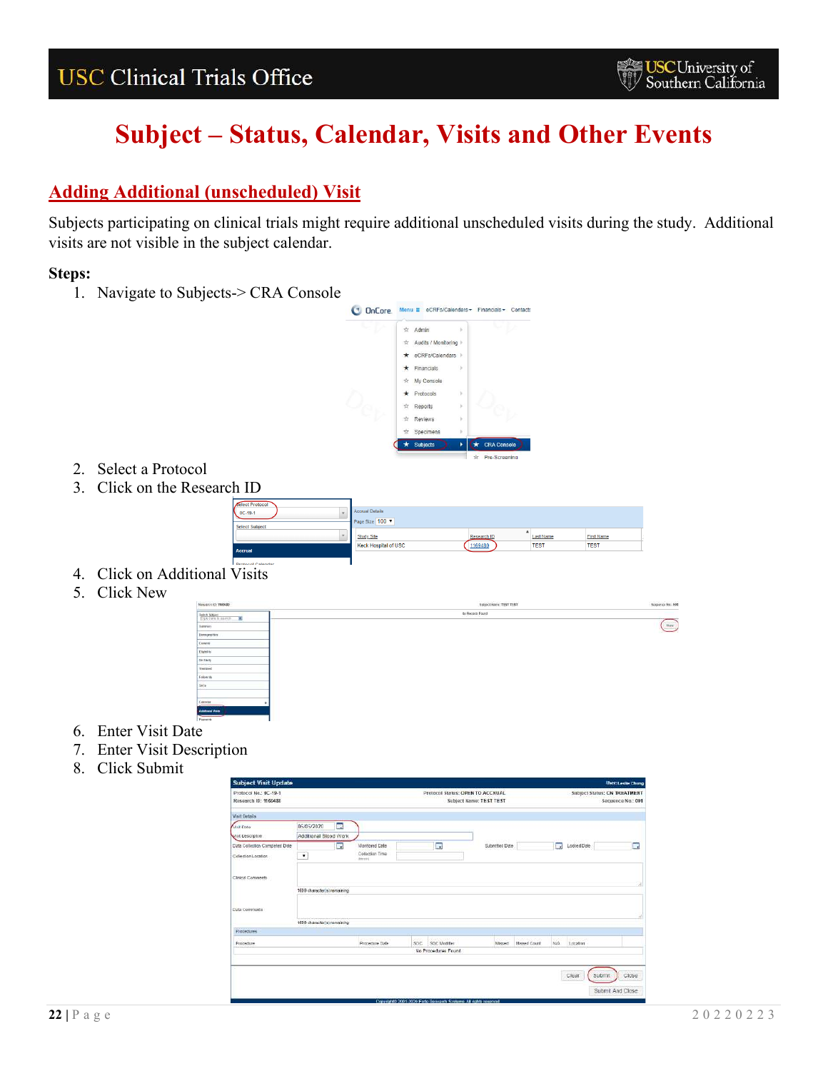# Subject – Status, Calendar, Visits and Other Events

## Adding Additional (unscheduled) Visit

Subjects participating on clinical trials might require additional unscheduled visits during the study. Additional visits are not visible in the subject calendar.

**Steps:**

1. Navigate to Subjects-> CRA Console
2. Select a Protocol
3. Click on the Research ID
4. Click on Additional Visits
5. Click New
6. Enter Visit Date
7. Enter Visit Description
8. Click Submit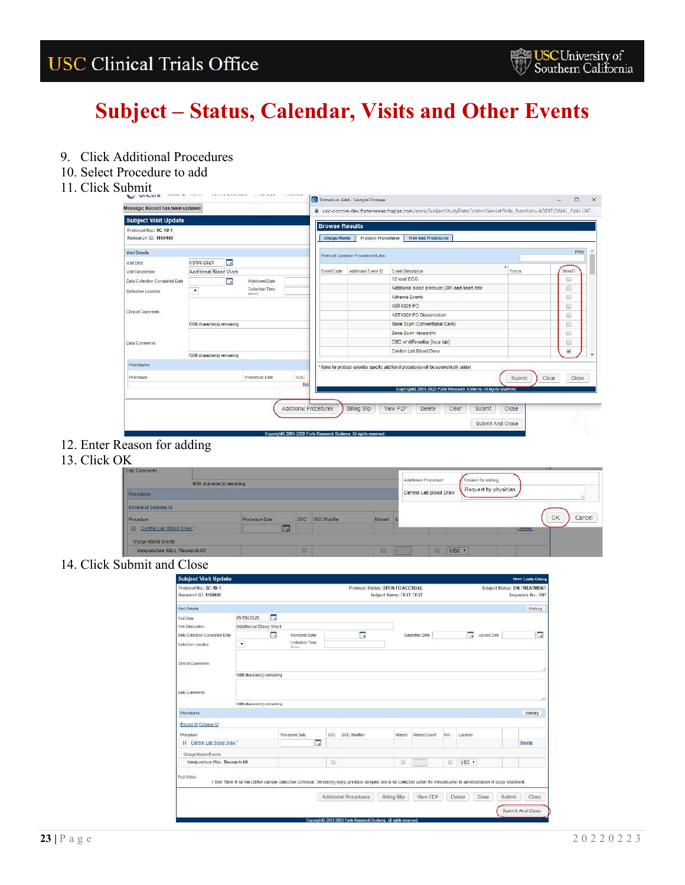# Subject – Status, Calendar, Visits and Other Events

9. Click Additional Procedures
10. Select Procedure to add
11. Click Submit

12. Enter Reason for adding
13. Click OK

14. Click Submit and Close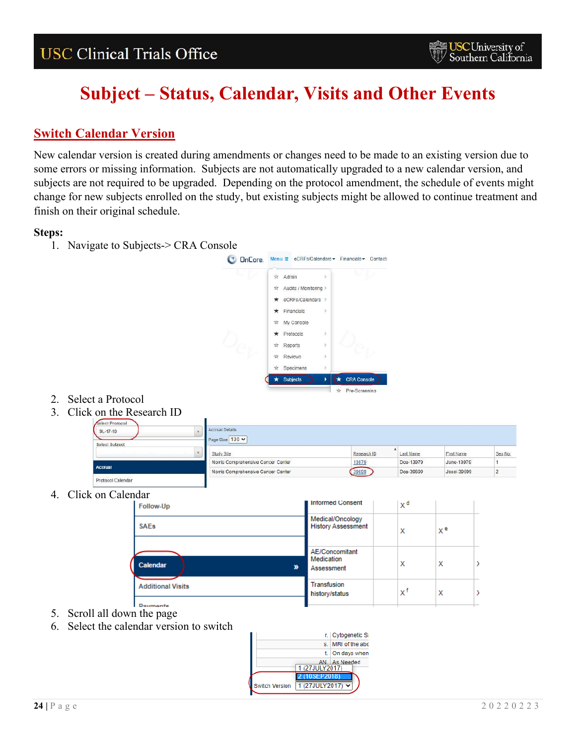# Subject – Status, Calendar, Visits and Other Events

## Switch Calendar Version

New calendar version is created during amendments or changes need to be made to an existing version due to some errors or missing information. Subjects are not automatically upgraded to a new calendar version, and subjects are not required to be upgraded. Depending on the protocol amendment, the schedule of events might change for new subjects enrolled on the study, but existing subjects might be allowed to continue treatment and finish on their original schedule.

**Steps:**

1. Navigate to Subjects-> CRA Console
2. Select a Protocol
3. Click on the Research ID
4. Click on Calendar
5. Scroll all down the page
6. Select the calendar version to switch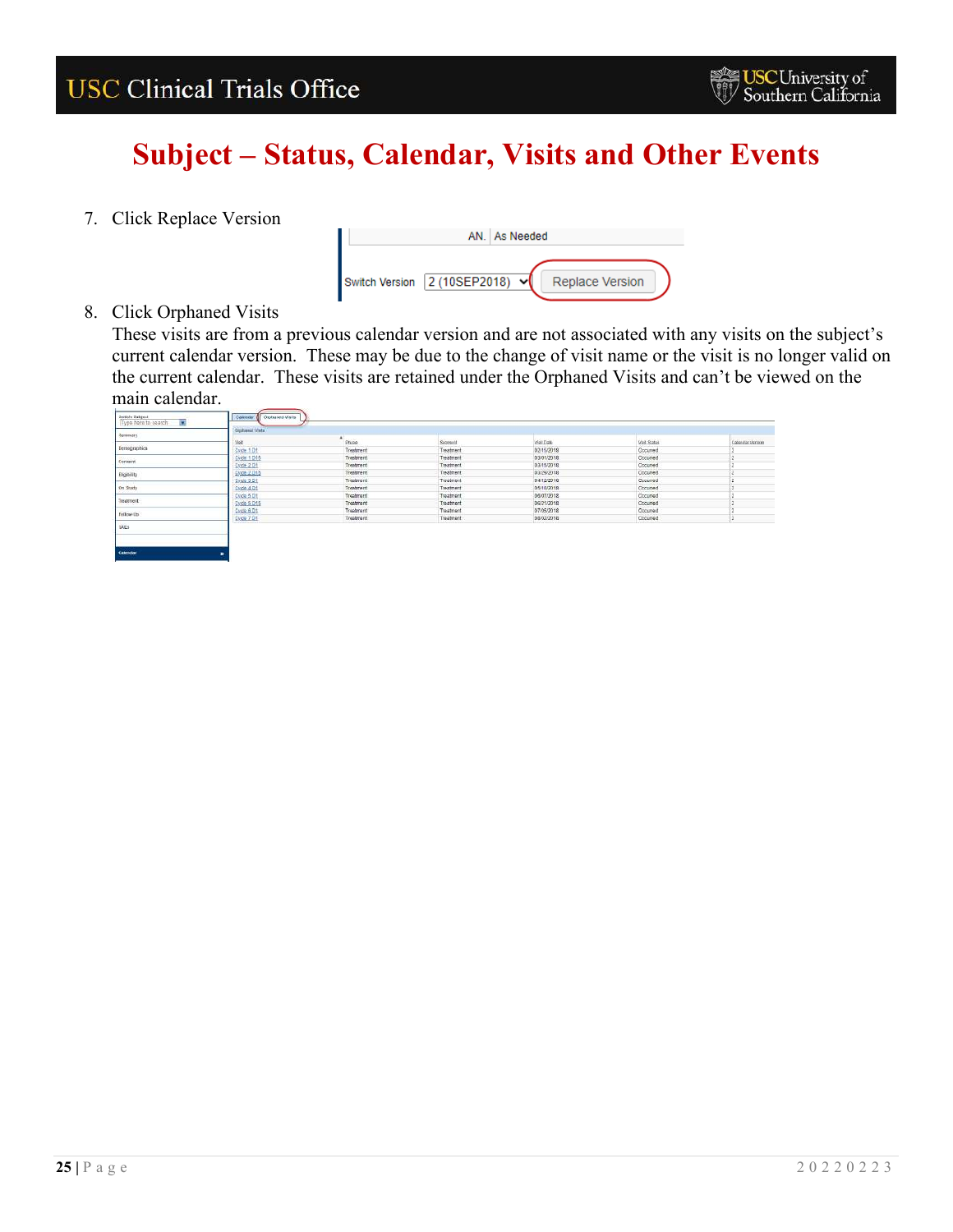# Subject – Status, Calendar, Visits and Other Events

7. Click Replace Version

AN. As Needed

Switch Version 2 (10SEP2018) Replace Version

8. Click Orphaned Visits
   These visits are from a previous calendar version and are not associated with any visits on the subject's current calendar version. These may be due to the change of visit name or the visit is no longer valid on the current calendar. These visits are retained under the Orphaned Visits and can't be viewed on the main calendar.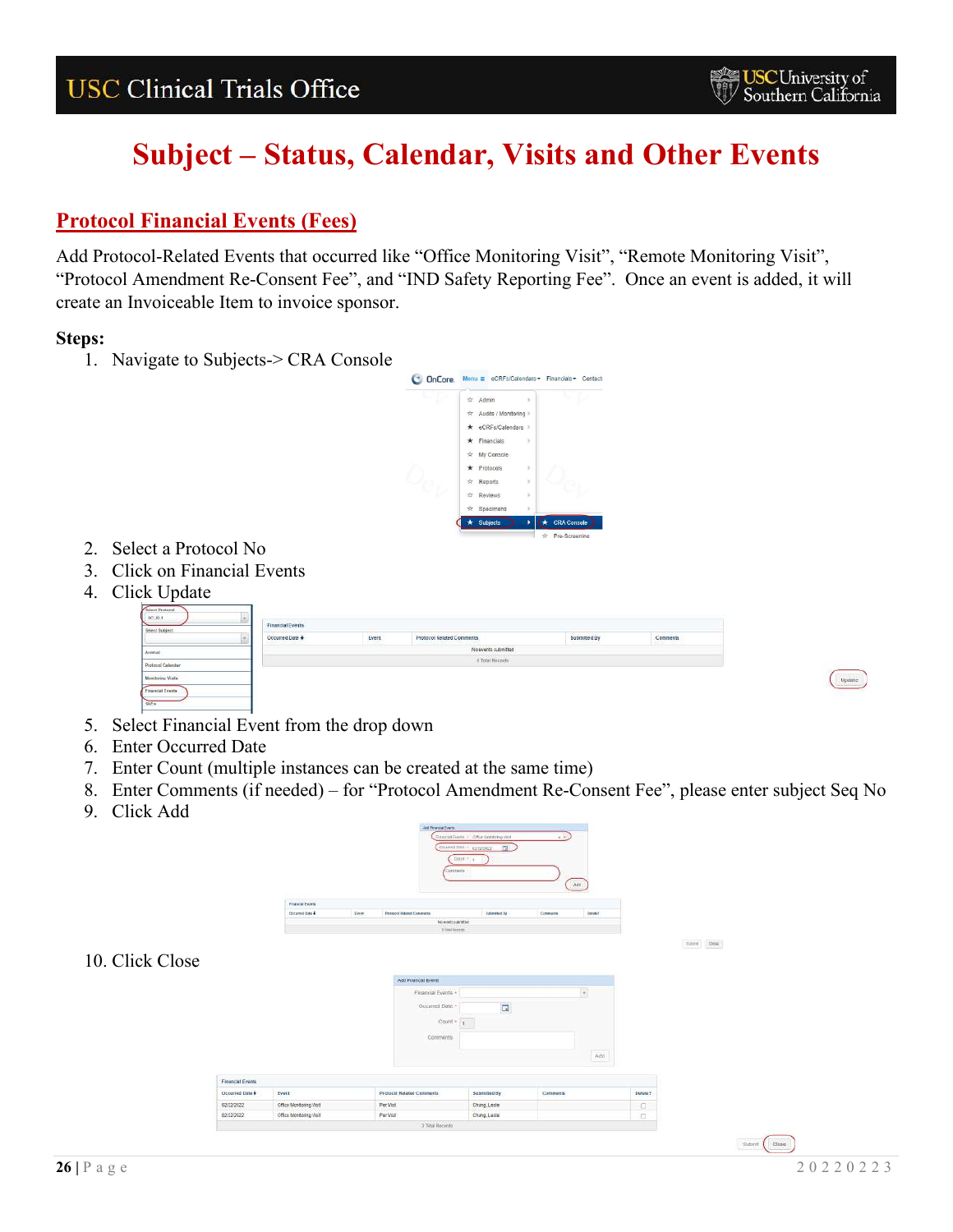# Subject – Status, Calendar, Visits and Other Events

## Protocol Financial Events (Fees)

Add Protocol-Related Events that occurred like "Office Monitoring Visit", "Remote Monitoring Visit", "Protocol Amendment Re-Consent Fee", and "IND Safety Reporting Fee". Once an event is added, it will create an Invoiceable Item to invoice sponsor.

**Steps:**

1. Navigate to Subjects-> CRA Console
2. Select a Protocol No
3. Click on Financial Events
4. Click Update
5. Select Financial Event from the drop down
6. Enter Occurred Date
7. Enter Count (multiple instances can be created at the same time)
8. Enter Comments (if needed) – for "Protocol Amendment Re-Consent Fee", please enter subject Seq No
9. Click Add
10. Click Close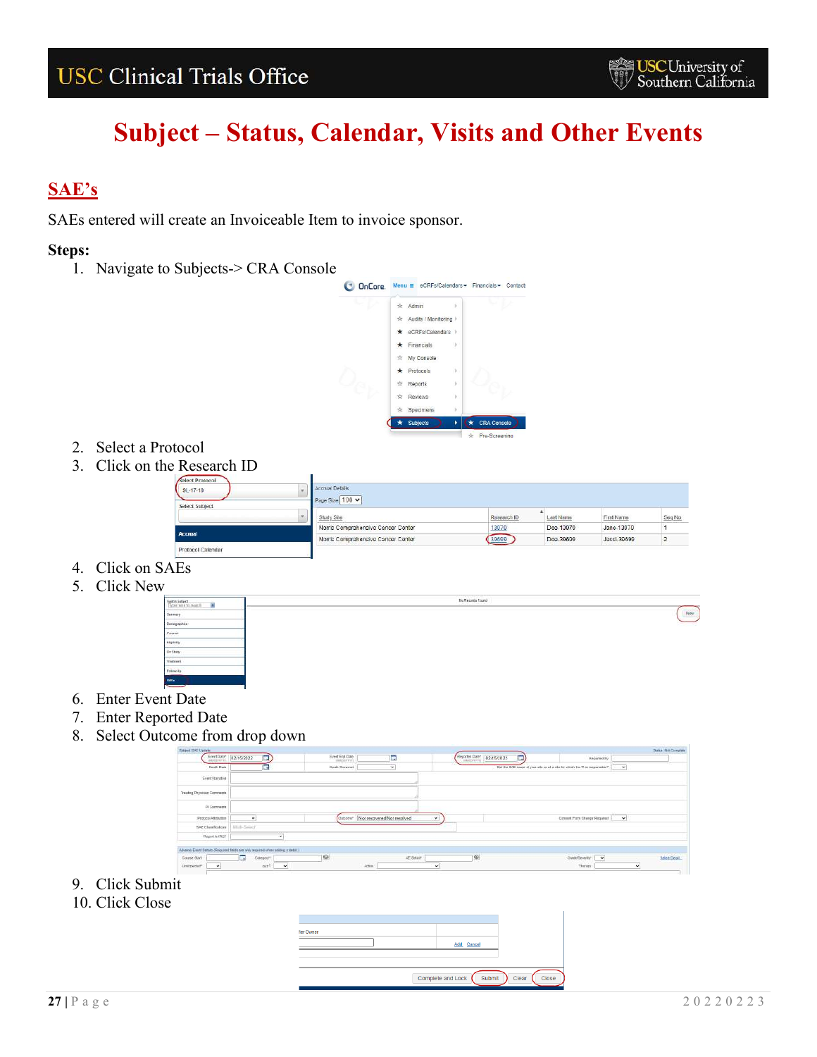# Subject – Status, Calendar, Visits and Other Events

## SAE's

SAEs entered will create an Invoiceable Item to invoice sponsor.

**Steps:**

1. Navigate to Subjects-> CRA Console
2. Select a Protocol
3. Click on the Research ID
4. Click on SAEs
5. Click New
6. Enter Event Date
7. Enter Reported Date
8. Select Outcome from drop down
9. Click Submit
10. Click Close